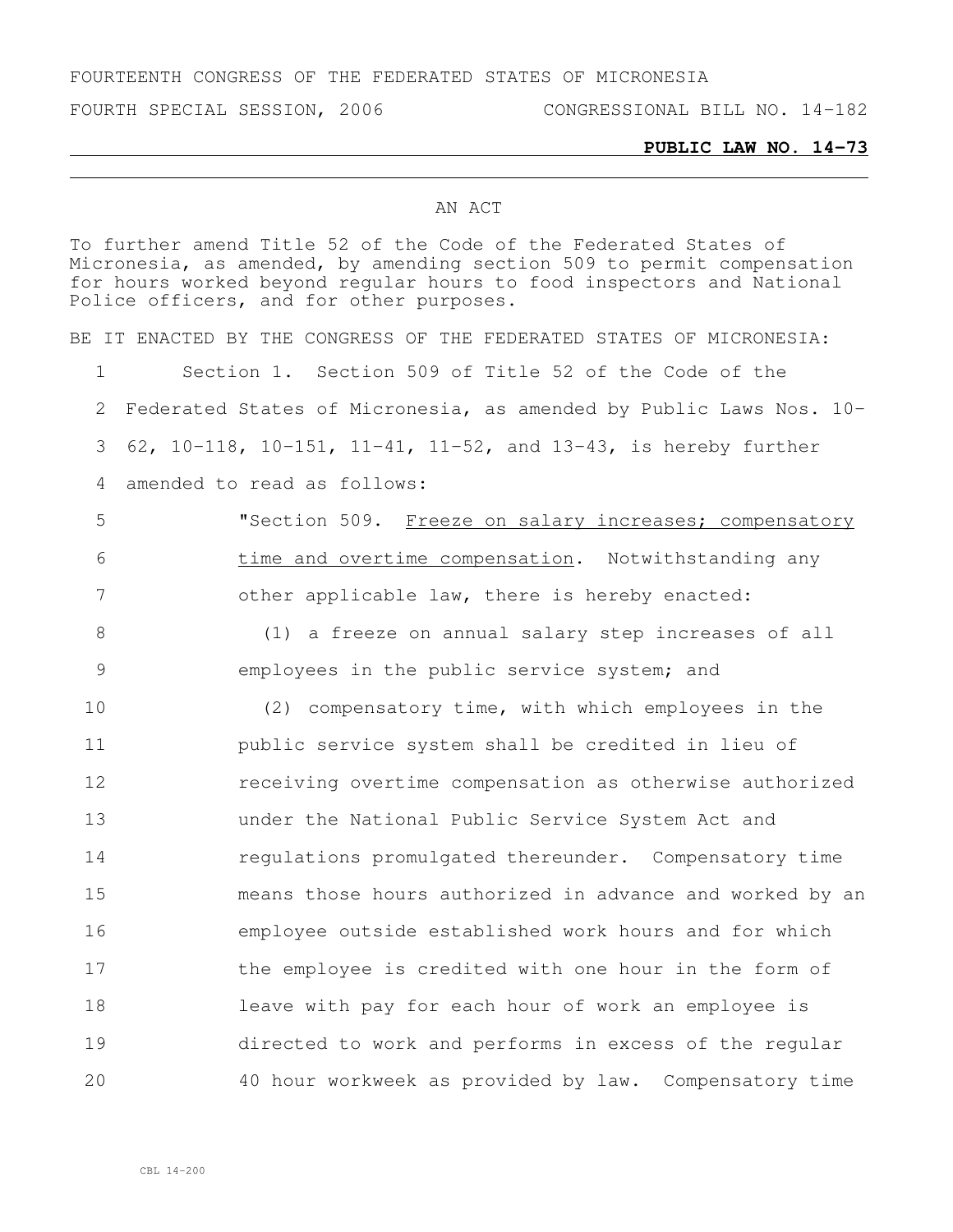FOURTEENTH CONGRESS OF THE FEDERATED STATES OF MICRONESIA

FOURTH SPECIAL SESSION, 2006 CONGRESSIONAL BILL NO. 14-182

**PUBLIC LAW NO. 14-73**

---

AN ACT

To further amend Title 52 of the Code of the Federated States of Micronesia, as amended, by amending section 509 to permit compensation for hours worked beyond regular hours to food inspectors and National Police officers, and for other purposes.

BE IT ENACTED BY THE CONGRESS OF THE FEDERATED STATES OF MICRONESIA:

1 Section 1. Section 509 of Title 52 of the Code of the
2 Federated States of Micronesia, as amended by Public Laws Nos. 10-
3 62, 10-118, 10-151, 11-41, 11-52, and 13-43, is hereby further
4 amended to read as follows:

5 "Section 509. Freeze on salary increases; compensatory
6 time and overtime compensation. Notwithstanding any
7 other applicable law, there is hereby enacted:

8 (1) a freeze on annual salary step increases of all
9 employees in the public service system; and

10 (2) compensatory time, with which employees in the
11 public service system shall be credited in lieu of
12 receiving overtime compensation as otherwise authorized
13 under the National Public Service System Act and
14 regulations promulgated thereunder. Compensatory time
15 means those hours authorized in advance and worked by an
16 employee outside established work hours and for which
17 the employee is credited with one hour in the form of
18 leave with pay for each hour of work an employee is
19 directed to work and performs in excess of the regular
20 40 hour workweek as provided by law. Compensatory time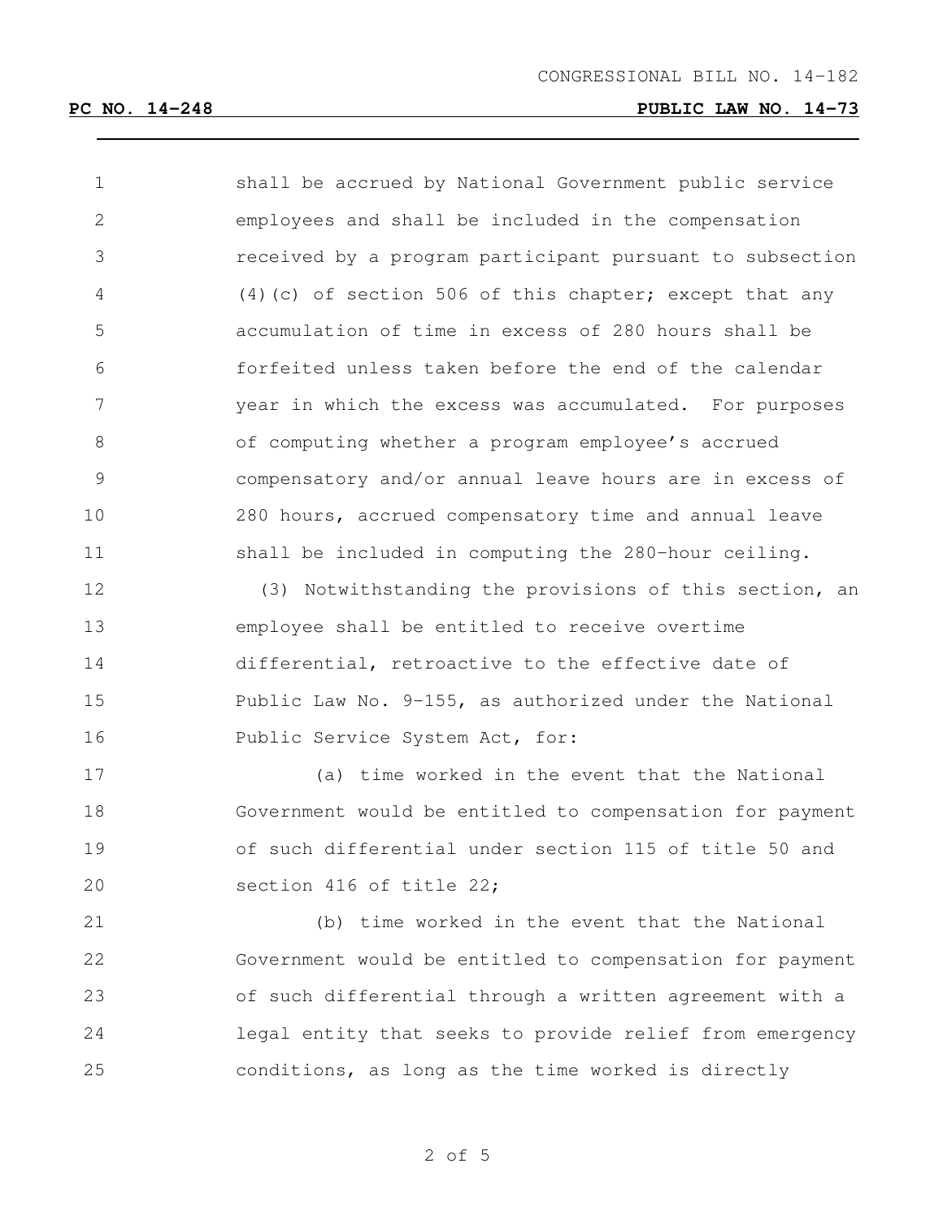shall be accrued by National Government public service employees and shall be included in the compensation received by a program participant pursuant to subsection (4)(c) of section 506 of this chapter; except that any accumulation of time in excess of 280 hours shall be forfeited unless taken before the end of the calendar year in which the excess was accumulated. For purposes of computing whether a program employee's accrued compensatory and/or annual leave hours are in excess of 280 hours, accrued compensatory time and annual leave shall be included in computing the 280-hour ceiling.

(3) Notwithstanding the provisions of this section, an employee shall be entitled to receive overtime differential, retroactive to the effective date of Public Law No. 9-155, as authorized under the National Public Service System Act, for:

(a) time worked in the event that the National Government would be entitled to compensation for payment of such differential under section 115 of title 50 and section 416 of title 22;

(b) time worked in the event that the National Government would be entitled to compensation for payment of such differential through a written agreement with a legal entity that seeks to provide relief from emergency conditions, as long as the time worked is directly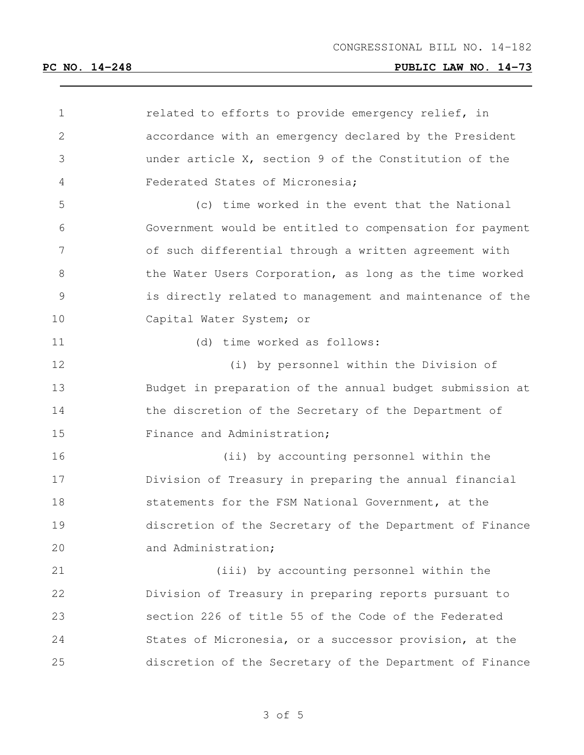related to efforts to provide emergency relief, in accordance with an emergency declared by the President under article X, section 9 of the Constitution of the Federated States of Micronesia;

(c) time worked in the event that the National Government would be entitled to compensation for payment of such differential through a written agreement with the Water Users Corporation, as long as the time worked is directly related to management and maintenance of the Capital Water System; or

(d) time worked as follows:

(i) by personnel within the Division of Budget in preparation of the annual budget submission at the discretion of the Secretary of the Department of Finance and Administration;

(ii) by accounting personnel within the Division of Treasury in preparing the annual financial statements for the FSM National Government, at the discretion of the Secretary of the Department of Finance and Administration;

(iii) by accounting personnel within the Division of Treasury in preparing reports pursuant to section 226 of title 55 of the Code of the Federated States of Micronesia, or a successor provision, at the discretion of the Secretary of the Department of Finance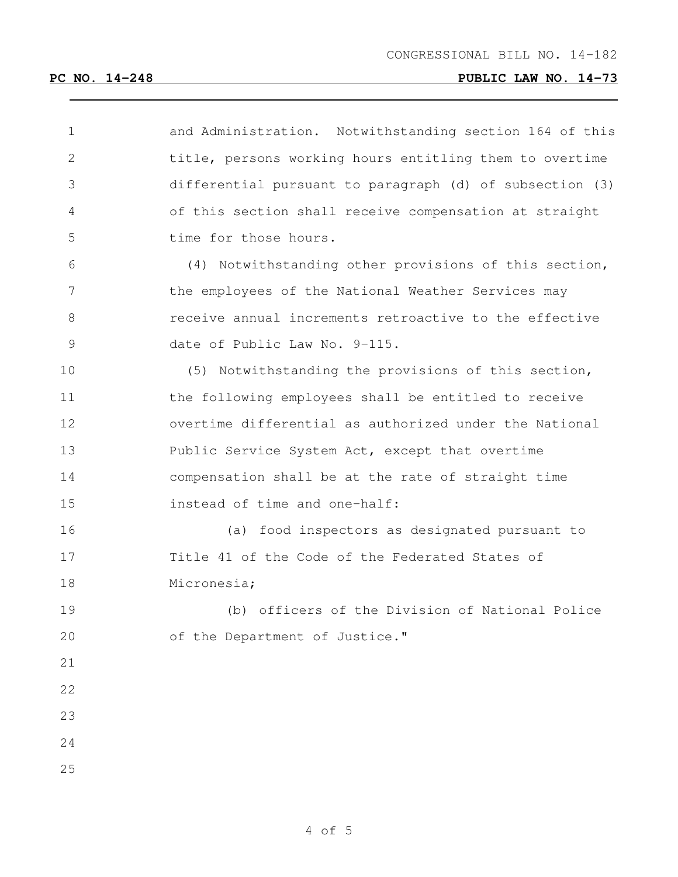and Administration. Notwithstanding section 164 of this title, persons working hours entitling them to overtime differential pursuant to paragraph (d) of subsection (3) of this section shall receive compensation at straight time for those hours.

(4) Notwithstanding other provisions of this section, the employees of the National Weather Services may receive annual increments retroactive to the effective date of Public Law No. 9-115.

(5) Notwithstanding the provisions of this section, the following employees shall be entitled to receive overtime differential as authorized under the National Public Service System Act, except that overtime compensation shall be at the rate of straight time instead of time and one-half:

(a) food inspectors as designated pursuant to Title 41 of the Code of the Federated States of Micronesia;

(b) officers of the Division of National Police of the Department of Justice."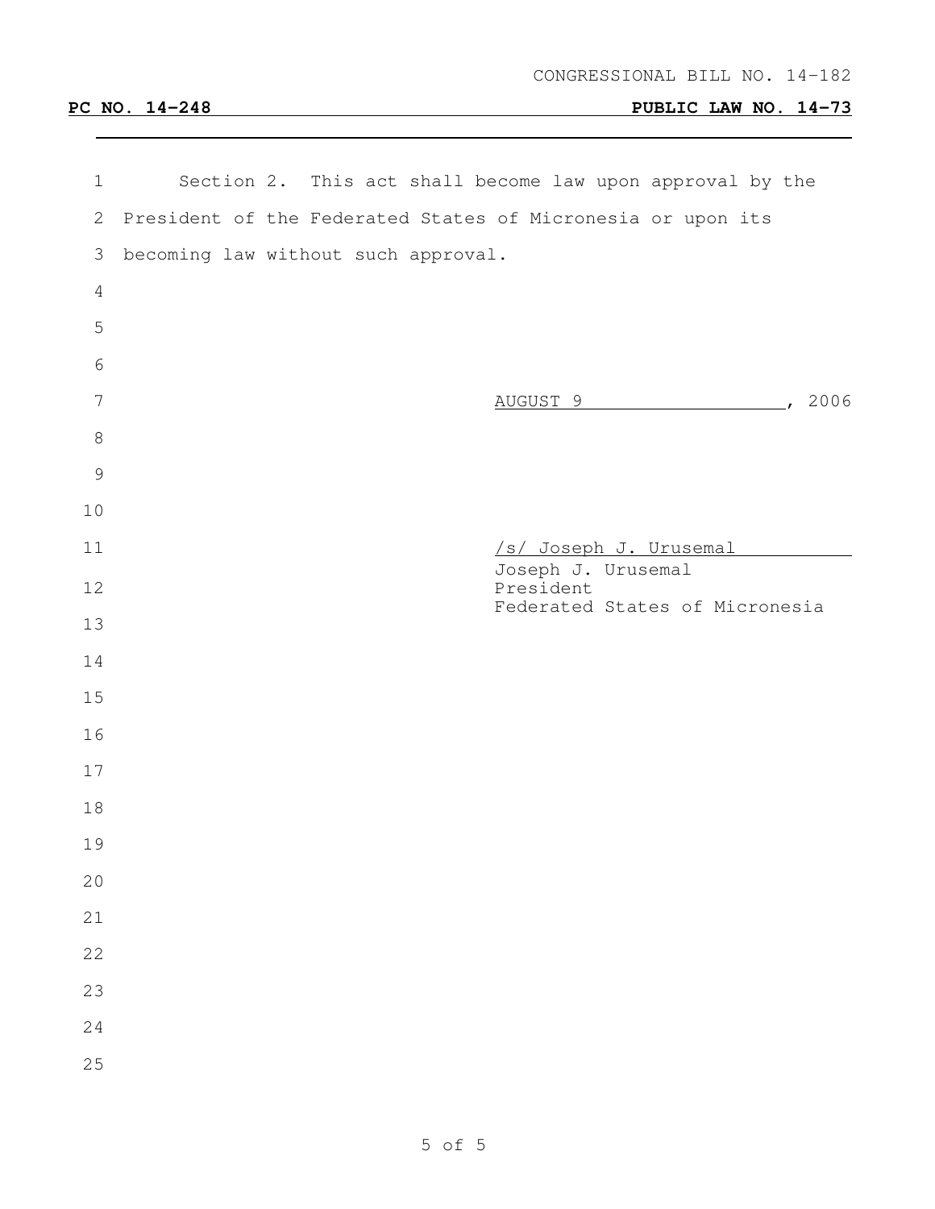CONGRESSIONAL BILL NO. 14-182

**PC NO. 14-248** **PUBLIC LAW NO. 14-73**

Section 2. This act shall become law upon approval by the President of the Federated States of Micronesia or upon its becoming law without such approval.

AUGUST 9, 2006

/s/ Joseph J. Urusemal
Joseph J. Urusemal
President
Federated States of Micronesia